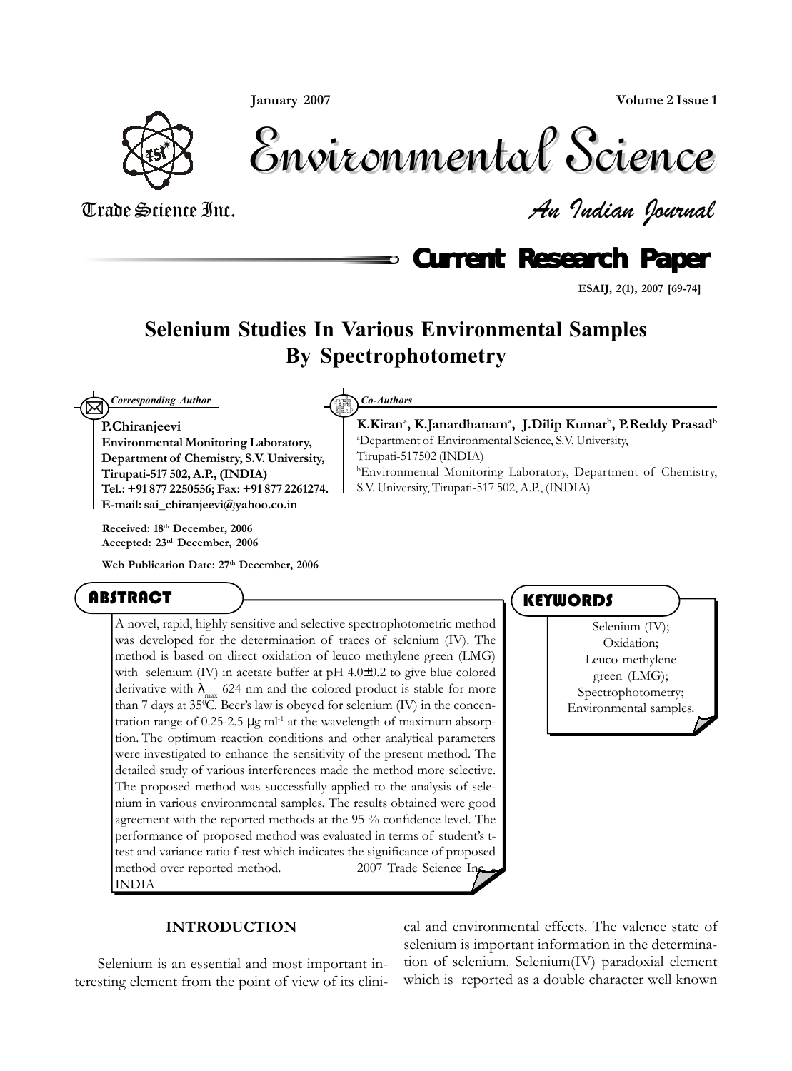# Selenium Studies In Various Environmental Samples By Spectrophotometry

*Corresponding Author*

**P.Chiranjeevi**
**Environmental Monitoring Laboratory, Department of Chemistry, S.V. University, Tirupati-517 502, A.P., (INDIA)**
**Tel.: +91 877 2250556; Fax: +91 877 2261274.**
**E-mail: sai_chiranjeevi@yahoo.co.in**

**Received: 18th December, 2006**
**Accepted: 23rd December, 2006**

**Web Publication Date: 27th December, 2006**

*Co-Authors*

**K.Kiran[a], K.Janardhanam[a], J.Dilip Kumar[b], P.Reddy Prasad[b]**

[a]Department of Environmental Science, S.V. University, Tirupati-517502 (INDIA)

[b]Environmental Monitoring Laboratory, Department of Chemistry, S.V. University, Tirupati-517 502, A.P., (INDIA)

## ABSTRACT

A novel, rapid, highly sensitive and selective spectrophotometric method was developed for the determination of traces of selenium (IV). The method is based on direct oxidation of leuco methylene green (LMG) with selenium (IV) in acetate buffer at pH 4.0±0.2 to give blue colored derivative with $\lambda_{max}$ 624 nm and the colored product is stable for more than 7 days at 35$^0$C. Beer's law is obeyed for selenium (IV) in the concentration range of 0.25-2.5 μg ml$^{-1}$ at the wavelength of maximum absorption. The optimum reaction conditions and other analytical parameters were investigated to enhance the sensitivity of the present method. The detailed study of various interferences made the method more selective. The proposed method was successfully applied to the analysis of selenium in various environmental samples. The results obtained were good agreement with the reported methods at the 95 % confidence level. The performance of proposed method was evaluated in terms of student's t-test and variance ratio f-test which indicates the significance of proposed method over reported method. 2007 Trade Science Inc. - INDIA

## KEYWORDS

Selenium (IV);
Oxidation;
Leuco methylene green (LMG);
Spectrophotometry;
Environmental samples.

## INTRODUCTION

Selenium is an essential and most important interesting element from the point of view of its clinical and environmental effects. The valence state of selenium is important information in the determination of selenium. Selenium(IV) paradoxial element which is reported as a double character well known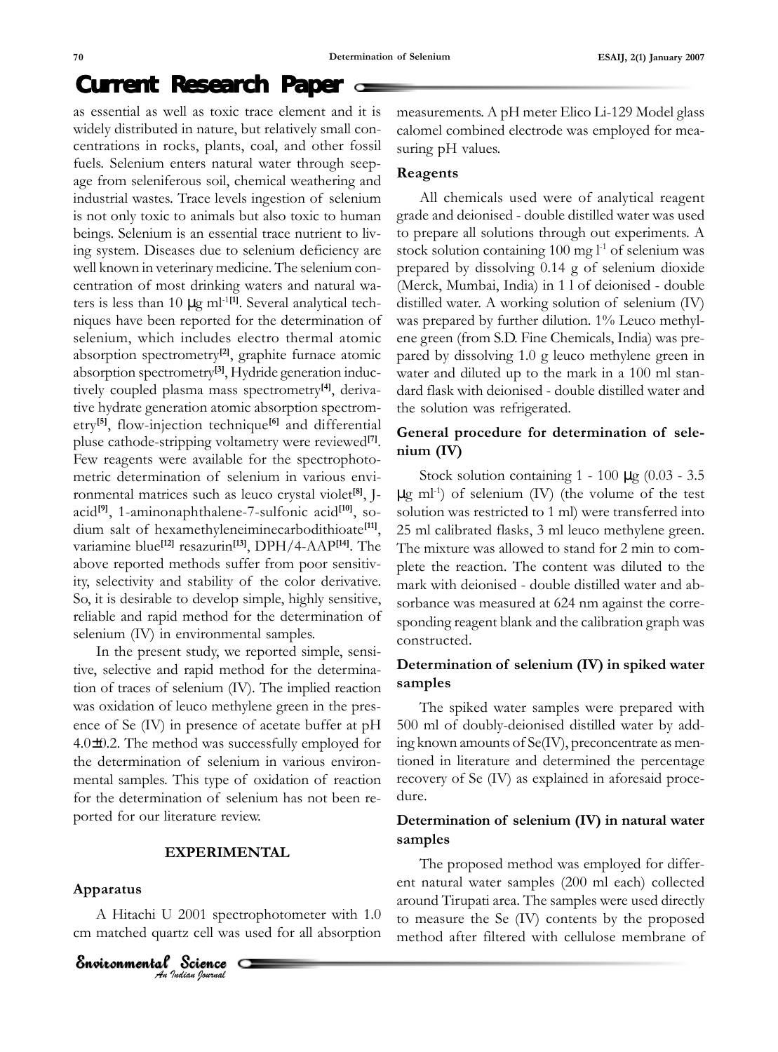as essential as well as toxic trace element and it is widely distributed in nature, but relatively small concentrations in rocks, plants, coal, and other fossil fuels. Selenium enters natural water through seepage from seleniferous soil, chemical weathering and industrial wastes. Trace levels ingestion of selenium is not only toxic to animals but also toxic to human beings. Selenium is an essential trace nutrient to living system. Diseases due to selenium deficiency are well known in veterinary medicine. The selenium concentration of most drinking waters and natural waters is less than 10 μg ml$^{-1}$[1]. Several analytical techniques have been reported for the determination of selenium, which includes electro thermal atomic absorption spectrometry[2], graphite furnace atomic absorption spectrometry[3], Hydride generation inductively coupled plasma mass spectrometry[4], derivative hydrate generation atomic absorption spectrometry[5], flow-injection technique[6] and differential pluse cathode-stripping voltametry were reviewed[7]. Few reagents were available for the spectrophotometric determination of selenium in various environmental matrices such as leuco crystal violet[8], J-acid[9], 1-aminonaphthalene-7-sulfonic acid[10], sodium salt of hexamethyleneiminecarbodithioate[11], variamine blue[12] resazurin[13], DPH/4-AAP[14]. The above reported methods suffer from poor sensitivity, selectivity and stability of the color derivative. So, it is desirable to develop simple, highly sensitive, reliable and rapid method for the determination of selenium (IV) in environmental samples.

In the present study, we reported simple, sensitive, selective and rapid method for the determination of traces of selenium (IV). The implied reaction was oxidation of leuco methylene green in the presence of Se (IV) in presence of acetate buffer at pH 4.0±0.2. The method was successfully employed for the determination of selenium in various environmental samples. This type of oxidation of reaction for the determination of selenium has not been reported for our literature review.

## EXPERIMENTAL

### Apparatus

A Hitachi U 2001 spectrophotometer with 1.0 cm matched quartz cell was used for all absorption measurements. A pH meter Elico Li-129 Model glass calomel combined electrode was employed for measuring pH values.

### Reagents

All chemicals used were of analytical reagent grade and deionised - double distilled water was used to prepare all solutions through out experiments. A stock solution containing 100 mg l$^{-1}$ of selenium was prepared by dissolving 0.14 g of selenium dioxide (Merck, Mumbai, India) in 1 l of deionised - double distilled water. A working solution of selenium (IV) was prepared by further dilution. 1% Leuco methylene green (from S.D. Fine Chemicals, India) was prepared by dissolving 1.0 g leuco methylene green in water and diluted up to the mark in a 100 ml standard flask with deionised - double distilled water and the solution was refrigerated.

### General procedure for determination of selenium (IV)

Stock solution containing 1 - 100 μg (0.03 - 3.5 μg ml$^{-1}$) of selenium (IV) (the volume of the test solution was restricted to 1 ml) were transferred into 25 ml calibrated flasks, 3 ml leuco methylene green. The mixture was allowed to stand for 2 min to complete the reaction. The content was diluted to the mark with deionised - double distilled water and absorbance was measured at 624 nm against the corresponding reagent blank and the calibration graph was constructed.

### Determination of selenium (IV) in spiked water samples

The spiked water samples were prepared with 500 ml of doubly-deionised distilled water by adding known amounts of Se(IV), preconcentrate as mentioned in literature and determined the percentage recovery of Se (IV) as explained in aforesaid procedure.

### Determination of selenium (IV) in natural water samples

The proposed method was employed for different natural water samples (200 ml each) collected around Tirupati area. The samples were used directly to measure the Se (IV) contents by the proposed method after filtered with cellulose membrane of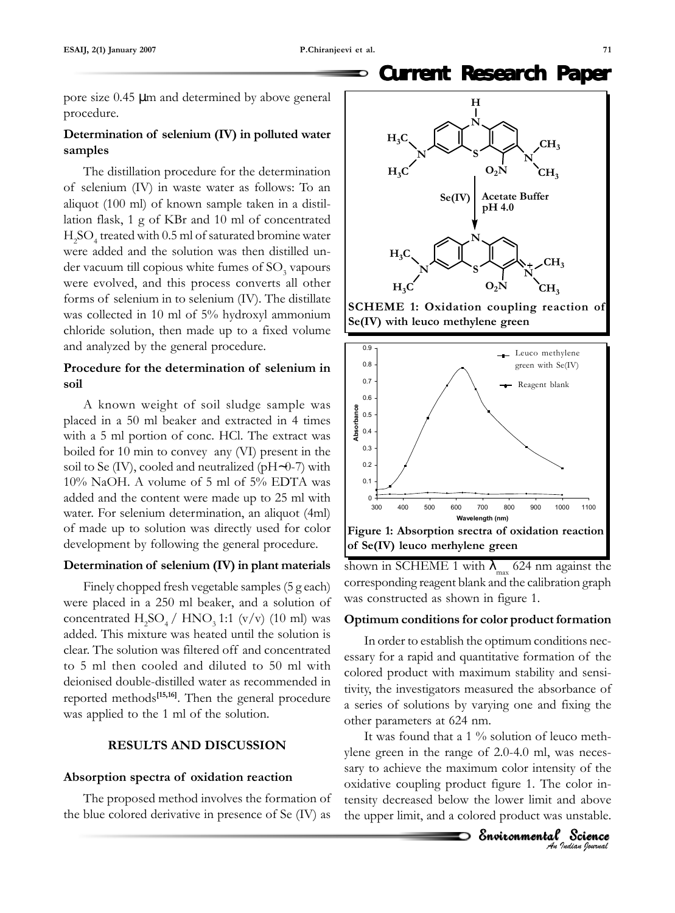pore size 0.45 μm and determined by above general procedure.

### Determination of selenium (IV) in polluted water samples

The distillation procedure for the determination of selenium (IV) in waste water as follows: To an aliquot (100 ml) of known sample taken in a distillation flask, 1 g of KBr and 10 ml of concentrated $H_2SO_4$ treated with 0.5 ml of saturated bromine water were added and the solution was then distilled under vacuum till copious white fumes of $SO_3$ vapours were evolved, and this process converts all other forms of selenium in to selenium (IV). The distillate was collected in 10 ml of 5% hydroxyl ammonium chloride solution, then made up to a fixed volume and analyzed by the general procedure.

### Procedure for the determination of selenium in soil

A known weight of soil sludge sample was placed in a 50 ml beaker and extracted in 4 times with a 5 ml portion of conc. HCl. The extract was boiled for 10 min to convey any (VI) present in the soil to Se (IV), cooled and neutralized (pH~0-7) with 10% NaOH. A volume of 5 ml of 5% EDTA was added and the content were made up to 25 ml with water. For selenium determination, an aliquot (4ml) of made up to solution was directly used for color development by following the general procedure.

### Determination of selenium (IV) in plant materials

Finely chopped fresh vegetable samples (5 g each) were placed in a 250 ml beaker, and a solution of concentrated $H_2SO_4$ / $HNO_3$ 1:1 (v/v) (10 ml) was added. This mixture was heated until the solution is clear. The solution was filtered off and concentrated to 5 ml then cooled and diluted to 50 ml with deionised double-distilled water as recommended in reported methods[15,16]. Then the general procedure was applied to the 1 ml of the solution.

## RESULTS AND DISCUSSION

### Absorption spectra of oxidation reaction

The proposed method involves the formation of the blue colored derivative in presence of Se (IV) as shown in SCHEME 1 with $\lambda_{max}$ 624 nm against the corresponding reagent blank and the calibration graph was constructed as shown in figure 1.

**SCHEME 1: Oxidation coupling reaction of Se(IV) with leuco methylene green**

**Figure 1: Absorption srectra of oxidation reaction of Se(IV) leuco merhylene green**

### Optimum conditions for color product formation

In order to establish the optimum conditions necessary for a rapid and quantitative formation of the colored product with maximum stability and sensitivity, the investigators measured the absorbance of a series of solutions by varying one and fixing the other parameters at 624 nm.

It was found that a 1 % solution of leuco methylene green in the range of 2.0-4.0 ml, was necessary to achieve the maximum color intensity of the oxidative coupling product figure 1. The color intensity decreased below the lower limit and above the upper limit, and a colored product was unstable.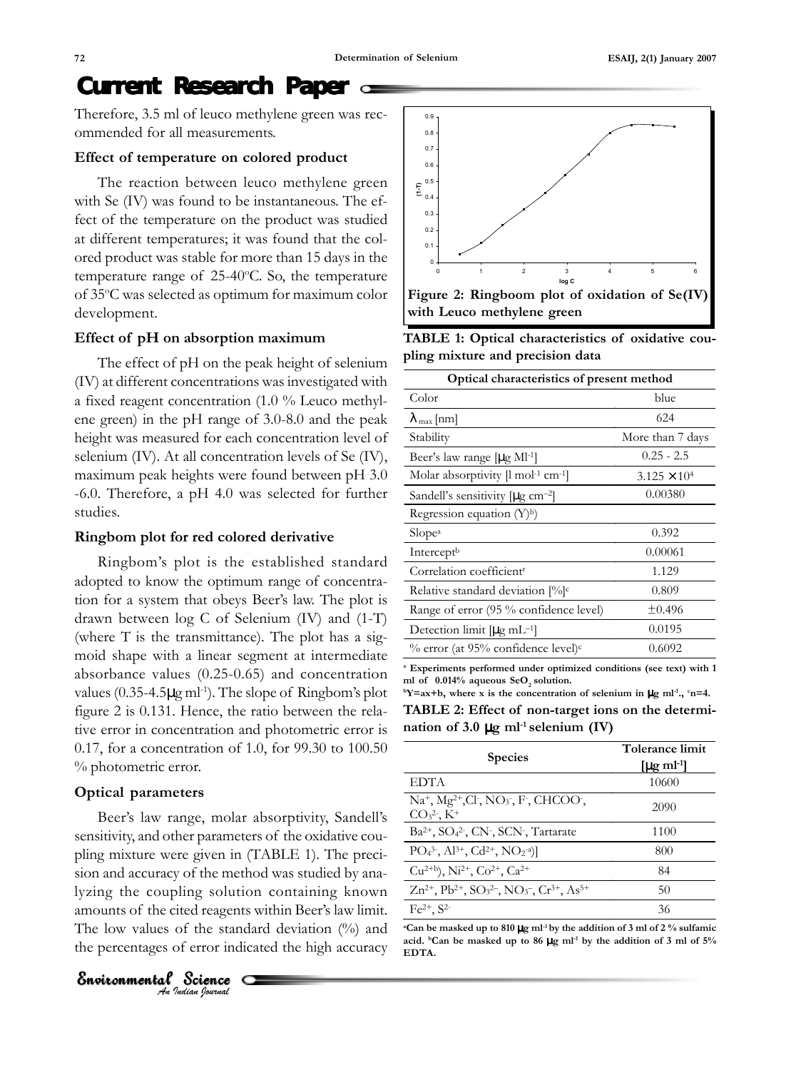Therefore, 3.5 ml of leuco methylene green was recommended for all measurements.

### Effect of temperature on colored product

The reaction between leuco methylene green with Se (IV) was found to be instantaneous. The effect of the temperature on the product was studied at different temperatures; it was found that the colored product was stable for more than 15 days in the temperature range of 25-40°C. So, the temperature of 35°C was selected as optimum for maximum color development.

### Effect of pH on absorption maximum

The effect of pH on the peak height of selenium (IV) at different concentrations was investigated with a fixed reagent concentration (1.0 % Leuco methylene green) in the pH range of 3.0-8.0 and the peak height was measured for each concentration level of selenium (IV). At all concentration levels of Se (IV), maximum peak heights were found between pH 3.0 -6.0. Therefore, a pH 4.0 was selected for further studies.

### Ringbom plot for red colored derivative

Ringbom's plot is the established standard adopted to know the optimum range of concentration for a system that obeys Beer's law. The plot is drawn between log C of Selenium (IV) and (1-T) (where T is the transmittance). The plot has a sigmoid shape with a linear segment at intermediate absorbance values (0.25-0.65) and concentration values (0.35-4.5μg ml$^{-1}$). The slope of Ringbom's plot figure 2 is 0.131. Hence, the ratio between the relative error in concentration and photometric error is 0.17, for a concentration of 1.0, for 99.30 to 100.50 % photometric error.

### Optical parameters

Beer's law range, molar absorptivity, Sandell's sensitivity, and other parameters of the oxidative coupling mixture were given in (TABLE 1). The precision and accuracy of the method was studied by analyzing the coupling solution containing known amounts of the cited reagents within Beer's law limit. The low values of the standard deviation (%) and the percentages of error indicated the high accuracy

**Figure 2: Ringboom plot of oxidation of Se(IV) with Leuco methylene green**

**TABLE 1: Optical characteristics of oxidative coupling mixture and precision data**

| Optical characteristics of present method | |
|---|---|
| Color | blue |
| $\lambda_{max}$ [nm] | 624 |
| Stability | More than 7 days |
| Beer's law range [μg Ml$^{-1}$] | 0.25 - 2.5 |
| Molar absorptivity [l mol$^{-1}$ cm$^{-1}$] | $3.125 \times 10^4$ |
| Sandell's sensitivity [μg cm$^{-2}$] | 0.00380 |
| Regression equation (Y)[b] | |
| Slope[a] | 0.392 |
| Intercept[b] | 0.00061 |
| Correlation coefficient[c] | 1.129 |
| Relative standard deviation [%][c] | 0.809 |
| Range of error (95 % confidence level) | ±0.496 |
| Detection limit [μg mL$^{-1}$] | 0.0195 |
| % error (at 95% confidence level)[c] | 0.6092 |

[a] Experiments performed under optimized conditions (see text) with 1 ml of 0.014% aqueous $SeO_2$ solution.
[b] Y=ax+b, where x is the concentration of selenium in μg ml$^{-1}$., [c] n=4.

**TABLE 2: Effect of non-target ions on the determination of 3.0 μg ml$^{-1}$ selenium (IV)**

| Species | Tolerance limit [μg ml$^{-1}$] |
|---|---|
| EDTA | 10600 |
| $Na^+$, $Mg^{2+}$, $Cl^-$, $NO_3^-$, $F^-$, $CHCOO^-$, $CO_3^{2-}$, $K^+$ | 2090 |
| $Ba^{2+}$, $SO_4^{2-}$, $CN^-$, $SCN^-$, Tartarate | 1100 |
| $PO_4^{3-}$, $Al^{3+}$, $Cd^{2+}$, $NO_2^-$[a])] | 800 |
| $Cu^{2+}$[b]), $Ni^{2+}$, $Co^{2+}$, $Ca^{2+}$ | 84 |
| $Zn^{2+}$, $Pb^{2+}$, $SO_3^{2-}$, $NO_3^-$, $Cr^{3+}$, $As^{5+}$ | 50 |
| $Fe^{2+}$, $S^{2-}$ | 36 |

[a] Can be masked up to 810 μg ml$^{-1}$ by the addition of 3 ml of 2 % sulfamic acid. [b] Can be masked up to 86 μg ml$^{-1}$ by the addition of 3 ml of 5% EDTA.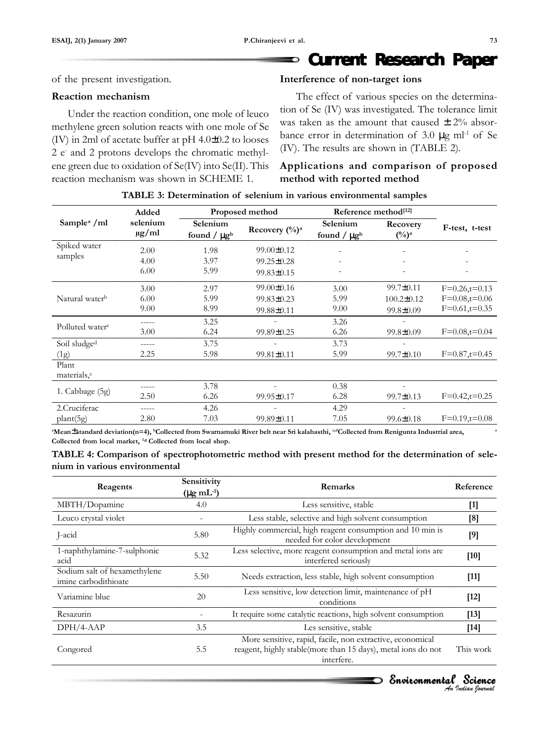of the present investigation.

### Reaction mechanism

Under the reaction condition, one mole of leuco methylene green solution reacts with one mole of Se (IV) in 2ml of acetate buffer at pH 4.0±0.2 to looses 2 $e^-$ and 2 protons develops the chromatic methylene green due to oxidation of Se(IV) into Se(II). This reaction mechanism was shown in SCHEME 1.

### Interference of non-target ions

The effect of various species on the determination of Se (IV) was investigated. The tolerance limit was taken as the amount that caused ± 2% absorbance error in determination of 3.0 μg $ml^{-1}$ of Se (IV). The results are shown in (TABLE 2).

### Applications and comparison of proposed method with reported method

**TABLE 3: Determination of selenium in various environmental samples**

| Sample[a] /ml | Added selenium μg/ml | Proposed method | | Reference method[12] | | F-test, t-test |
|---|---|---|---|---|---|---|
| | | Selenium found / μg[b] | Recovery (%)[a] | Selenium found / μg[b] | Recovery (%)[a] | |
| Spiked water samples | 2.00 | 1.98 | 99.00±0.12 | - | - | - |
| | 4.00 | 3.97 | 99.25±0.28 | - | - | - |
| | 6.00 | 5.99 | 99.83±0.15 | - | - | - |
| Natural water[b] | 3.00 | 2.97 | 99.00±0.16 | 3.00 | 99.7±0.11 | F=0.26,t=0.13 |
| | 6.00 | 5.99 | 99.83±0.23 | 5.99 | 100.2±0.12 | F=0.08,t=0.06 |
| | 9.00 | 8.99 | 99.88±0.11 | 9.00 | 99.8±0.09 | F=0.61,t=0.35 |
| Polluted water[c] | ----- | 3.25 | - | 3.26 | - | |
| | 3.00 | 6.24 | 99.89±0.25 | 6.26 | 99.8±0.09 | F=0.08,t=0.04 |
| Soil sludge[d] | ----- | 3.75 | - | 3.73 | - | |
| (1g) | 2.25 | 5.98 | 99.81±0.11 | 5.99 | 99.7±0.10 | F=0.87,t=0.45 |
| Plant materials,[e] | | | | | | |
| 1. Cabbage (5g) | ----- | 3.78 | - | 0.38 | - | |
| | 2.50 | 6.26 | 99.95±0.17 | 6.28 | 99.7±0.13 | F=0.42,t=0.25 |
| 2.Cruciferac | ----- | 4.26 | - | 4.29 | - | |
| plant(5g) | 2.80 | 7.03 | 99.89±0.11 | 7.05 | 99.6±0.18 | F=0.19,t=0.08 |

[a]Mean±standard deviation(n=4), [b]Collected from Swarnamuki River belt near Sri kalahasthi, [c,d]Collected from Renigunta Industrial area, [e]Collected from local market, [f,g] Collected from local shop.

**TABLE 4: Comparison of spectrophotometric method with present method for the determination of selenium in various environmental**

| Reagents | Sensitivity (μg $mL^{-1}$) | Remarks | Reference |
|---|---|---|---|
| MBTH/Dopamine | 4.0 | Less sensitive, stable | [1] |
| Leuco crystal violet | - | Less stable, selective and high solvent consumption | [8] |
| J-acid | 5.80 | Highly commercial, high reagent consumption and 10 min is needed for color development | [9] |
| 1-naphthylamine-7-sulphonic acid | 5.32 | Less selective, more reagent consumption and metal ions are interfered seriously | [10] |
| Sodium salt of hexamethylene imine carbodithioate | 5.50 | Needs extraction, less stable, high solvent consumption | [11] |
| Variamine blue | 20 | Less sensitive, low detection limit, maintenance of pH conditions | [12] |
| Resazurin | - | It require some catalytic reactions, high solvent consumption | [13] |
| DPH/4-AAP | 3.5 | Les sensitive, stable | [14] |
| Congored | 5.5 | More sensitive, rapid, facile, non extractive, economical reagent, highly stable(more than 15 days), metal ions do not interfere. | This work |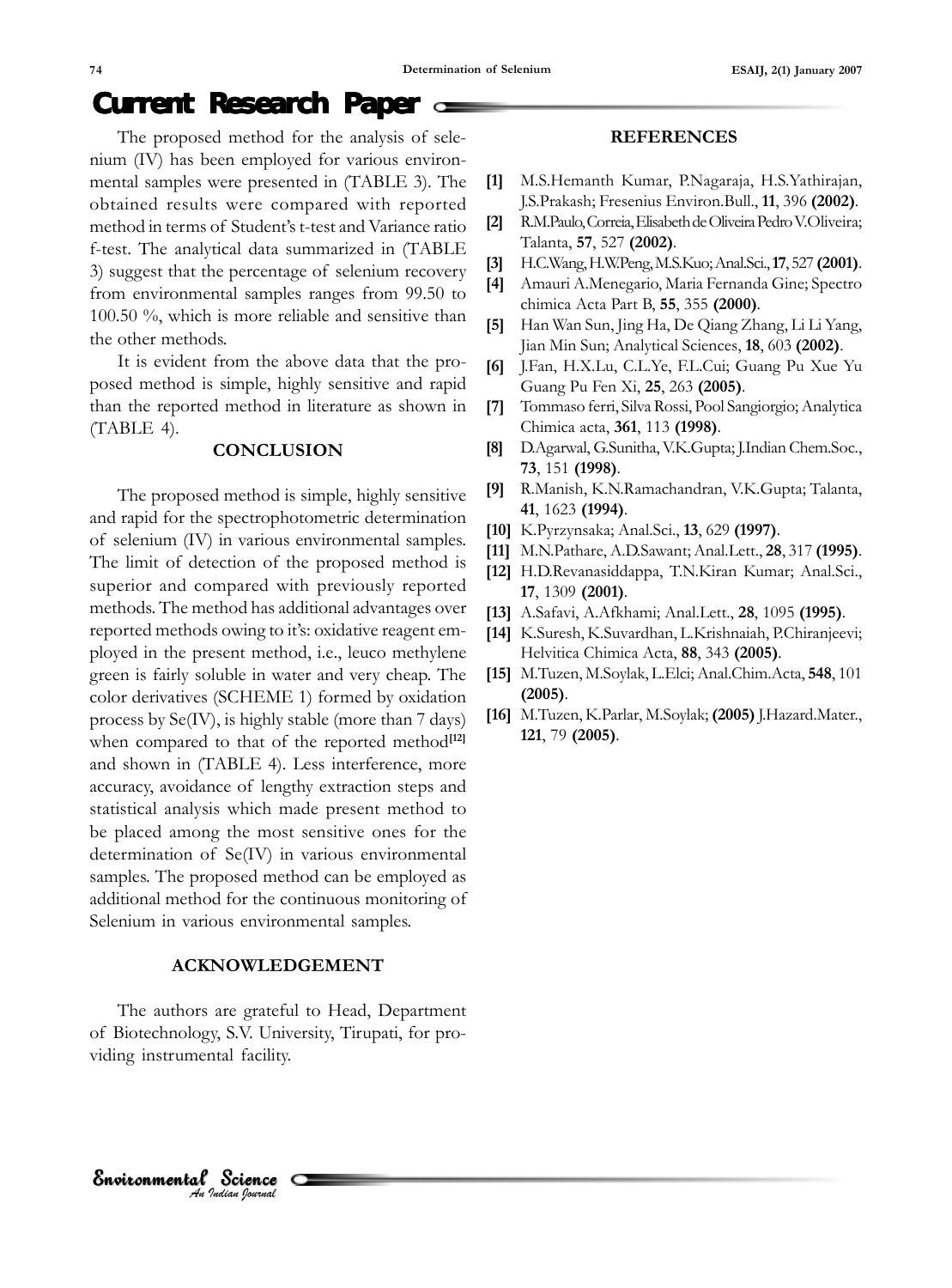The proposed method for the analysis of selenium (IV) has been employed for various environmental samples were presented in (TABLE 3). The obtained results were compared with reported method in terms of Student's t-test and Variance ratio f-test. The analytical data summarized in (TABLE 3) suggest that the percentage of selenium recovery from environmental samples ranges from 99.50 to 100.50 %, which is more reliable and sensitive than the other methods.

It is evident from the above data that the proposed method is simple, highly sensitive and rapid than the reported method in literature as shown in (TABLE 4).

## CONCLUSION

The proposed method is simple, highly sensitive and rapid for the spectrophotometric determination of selenium (IV) in various environmental samples. The limit of detection of the proposed method is superior and compared with previously reported methods. The method has additional advantages over reported methods owing to it's: oxidative reagent employed in the present method, i.e., leuco methylene green is fairly soluble in water and very cheap. The color derivatives (SCHEME 1) formed by oxidation process by Se(IV), is highly stable (more than 7 days) when compared to that of the reported method[12] and shown in (TABLE 4). Less interference, more accuracy, avoidance of lengthy extraction steps and statistical analysis which made present method to be placed among the most sensitive ones for the determination of Se(IV) in various environmental samples. The proposed method can be employed as additional method for the continuous monitoring of Selenium in various environmental samples.

## ACKNOWLEDGEMENT

The authors are grateful to Head, Department of Biotechnology, S.V. University, Tirupati, for providing instrumental facility.

## REFERENCES

[1] M.S.Hemanth Kumar, P.Nagaraja, H.S.Yathirajan, J.S.Prakash; Fresenius Environ.Bull., **11**, 396 **(2002)**.

[2] R.M.Paulo, Correia, Elisabeth de Oliveira Pedro V.Oliveira; Talanta, **57**, 527 **(2002)**.

[3] H.C.Wang, H.W.Peng, M.S.Kuo; Anal.Sci., **17**, 527 **(2001)**.

[4] Amauri A.Menegario, Maria Fernanda Gine; Spectro chimica Acta Part B, **55**, 355 **(2000)**.

[5] Han Wan Sun, Jing Ha, De Qiang Zhang, Li Li Yang, Jian Min Sun; Analytical Sciences, **18**, 603 **(2002)**.

[6] J.Fan, H.X.Lu, C.L.Ye, F.L.Cui; Guang Pu Xue Yu Guang Pu Fen Xi, **25**, 263 **(2005)**.

[7] Tommaso ferri, Silva Rossi, Pool Sangiorgio; Analytica Chimica acta, **361**, 113 **(1998)**.

[8] D.Agarwal, G.Sunitha, V.K.Gupta; J.Indian Chem.Soc., **73**, 151 **(1998)**.

[9] R.Manish, K.N.Ramachandran, V.K.Gupta; Talanta, **41**, 1623 **(1994)**.

[10] K.Pyrzynsaka; Anal.Sci., **13**, 629 **(1997)**.

[11] M.N.Pathare, A.D.Sawant; Anal.Lett., **28**, 317 **(1995)**.

[12] H.D.Revanasiddappa, T.N.Kiran Kumar; Anal.Sci., **17**, 1309 **(2001)**.

[13] A.Safavi, A.Afkhami; Anal.Lett., **28**, 1095 **(1995)**.

[14] K.Suresh, K.Suvardhan, L.Krishnaiah, P.Chiranjeevi; Helvitica Chimica Acta, **88**, 343 **(2005)**.

[15] M.Tuzen, M.Soylak, L.Elci; Anal.Chim.Acta, **548**, 101 **(2005)**.

[16] M.Tuzen, K.Parlar, M.Soylak; **(2005)** J.Hazard.Mater., **121**, 79 **(2005)**.